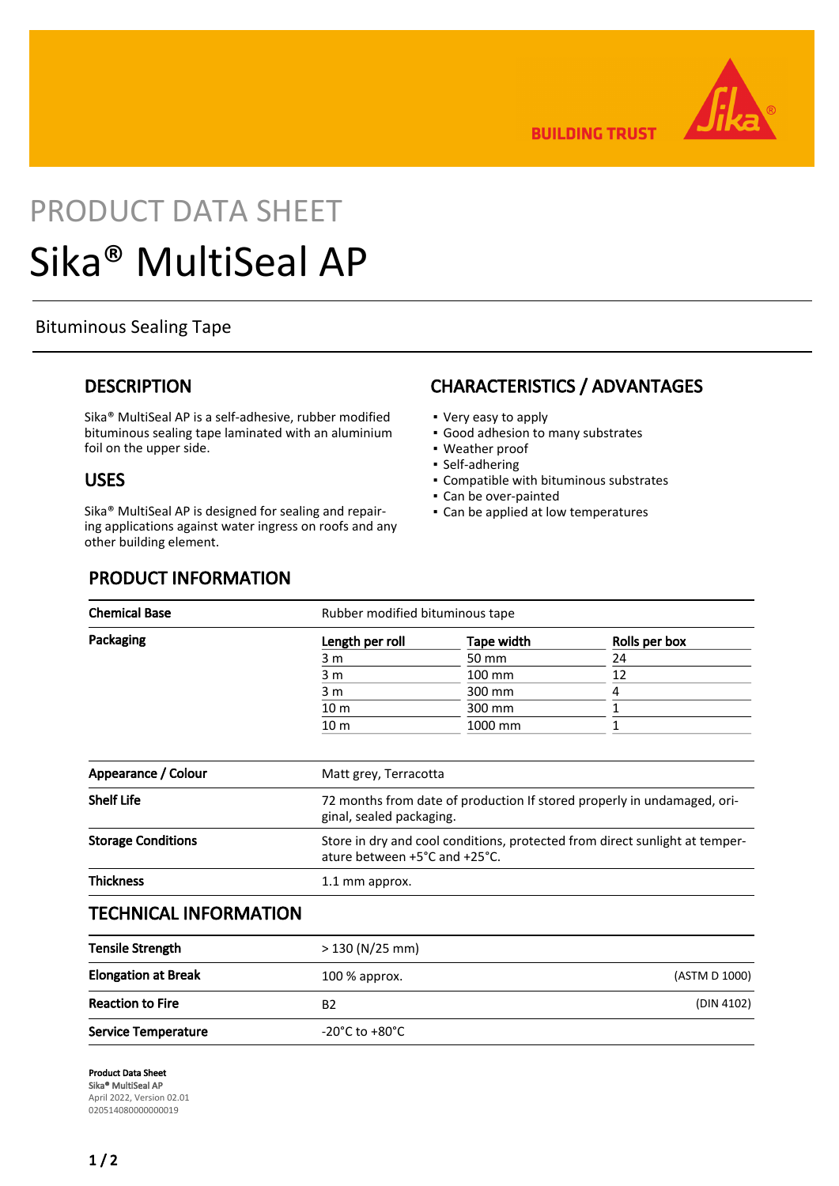BUILDING TRUST

PRODUCT DATA SHEET

# Sika® MultiSeal AP

Bituminous Sealing Tape

## DESCRIPTION

Sika® MultiSeal AP is a self-adhesive, rubber modified bituminous sealing tape laminated with an aluminium foil on the upper side.

## USES

Sika® MultiSeal AP is designed for sealing and repairing applications against water ingress on roofs and any other building element.

## CHARACTERISTICS / ADVANTAGES

- Very easy to apply
- Good adhesion to many substrates
- Weather proof
- Self-adhering
- Compatible with bituminous substrates
- Can be over-painted
- Can be applied at low temperatures

## PRODUCT INFORMATION

| | |
|---|---|
| **Chemical Base** | Rubber modified bituminous tape |

**Packaging**

| Length per roll | Tape width | Rolls per box |
|---|---|---|
| 3 m | 50 mm | 24 |
| 3 m | 100 mm | 12 |
| 3 m | 300 mm | 4 |
| 10 m | 300 mm | 1 |
| 10 m | 1000 mm | 1 |

| | |
|---|---|
| **Appearance / Colour** | Matt grey, Terracotta |
| **Shelf Life** | 72 months from date of production If stored properly in undamaged, original, sealed packaging. |
| **Storage Conditions** | Store in dry and cool conditions, protected from direct sunlight at temperature between +5°C and +25°C. |
| **Thickness** | 1.1 mm approx. |

## TECHNICAL INFORMATION

| | | |
|---|---|---|
| **Tensile Strength** | > 130 (N/25 mm) | |
| **Elongation at Break** | 100 % approx. | (ASTM D 1000) |
| **Reaction to Fire** | B2 | (DIN 4102) |
| **Service Temperature** | -20°C to +80°C | |

**Product Data Sheet**
**Sika® MultiSeal AP**
April 2022, Version 02.01
020514080000000019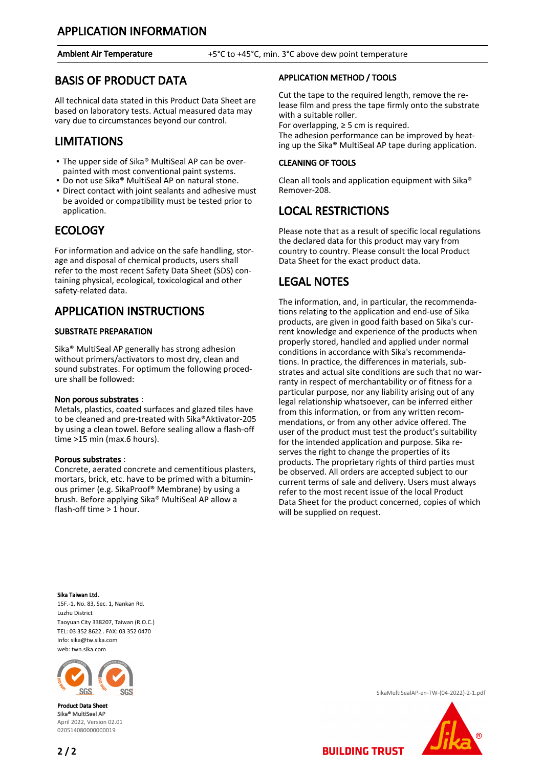## APPLICATION INFORMATION

| | |
|---|---|
| **Ambient Air Temperature** | +5°C to +45°C, min. 3°C above dew point temperature |

## BASIS OF PRODUCT DATA

All technical data stated in this Product Data Sheet are based on laboratory tests. Actual measured data may vary due to circumstances beyond our control.

## LIMITATIONS

- The upper side of Sika® MultiSeal AP can be overpainted with most conventional paint systems.
- Do not use Sika® MultiSeal AP on natural stone.
- Direct contact with joint sealants and adhesive must be avoided or compatibility must be tested prior to application.

## ECOLOGY

For information and advice on the safe handling, storage and disposal of chemical products, users shall refer to the most recent Safety Data Sheet (SDS) containing physical, ecological, toxicological and other safety-related data.

## APPLICATION INSTRUCTIONS

### SUBSTRATE PREPARATION

Sika® MultiSeal AP generally has strong adhesion without primers/activators to most dry, clean and sound substrates. For optimum the following procedure shall be followed:

**Non porous substrates** :
Metals, plastics, coated surfaces and glazed tiles have to be cleaned and pre-treated with Sika®Aktivator-205 by using a clean towel. Before sealing allow a flash-off time >15 min (max.6 hours).

**Porous substrates** :
Concrete, aerated concrete and cementitious plasters, mortars, brick, etc. have to be primed with a bituminous primer (e.g. SikaProof® Membrane) by using a brush. Before applying Sika® MultiSeal AP allow a flash-off time > 1 hour.

### APPLICATION METHOD / TOOLS

Cut the tape to the required length, remove the release film and press the tape firmly onto the substrate with a suitable roller.
For overlapping, ≥ 5 cm is required.
The adhesion performance can be improved by heating up the Sika® MultiSeal AP tape during application.

### CLEANING OF TOOLS

Clean all tools and application equipment with Sika® Remover-208.

## LOCAL RESTRICTIONS

Please note that as a result of specific local regulations the declared data for this product may vary from country to country. Please consult the local Product Data Sheet for the exact product data.

## LEGAL NOTES

The information, and, in particular, the recommendations relating to the application and end-use of Sika products, are given in good faith based on Sika's current knowledge and experience of the products when properly stored, handled and applied under normal conditions in accordance with Sika's recommendations. In practice, the differences in materials, substrates and actual site conditions are such that no warranty in respect of merchantability or of fitness for a particular purpose, nor any liability arising out of any legal relationship whatsoever, can be inferred either from this information, or from any written recommendations, or from any other advice offered. The user of the product must test the product's suitability for the intended application and purpose. Sika reserves the right to change the properties of its products. The proprietary rights of third parties must be observed. All orders are accepted subject to our current terms of sale and delivery. Users must always refer to the most recent issue of the local Product Data Sheet for the product concerned, copies of which will be supplied on request.

**Sika Taiwan Ltd.**
15F.-1, No. 83, Sec. 1, Nankan Rd.
Luzhu District
Taoyuan City 338207, Taiwan (R.O.C.)
TEL: 03 352 8622 . FAX: 03 352 0470
Info: sika@tw.sika.com
web: twn.sika.com

**Product Data Sheet**
**Sika® MultiSeal AP**
April 2022, Version 02.01
020514080000000019

SikaMultiSealAP-en-TW-(04-2022)-2-1.pdf

BUILDING TRUST